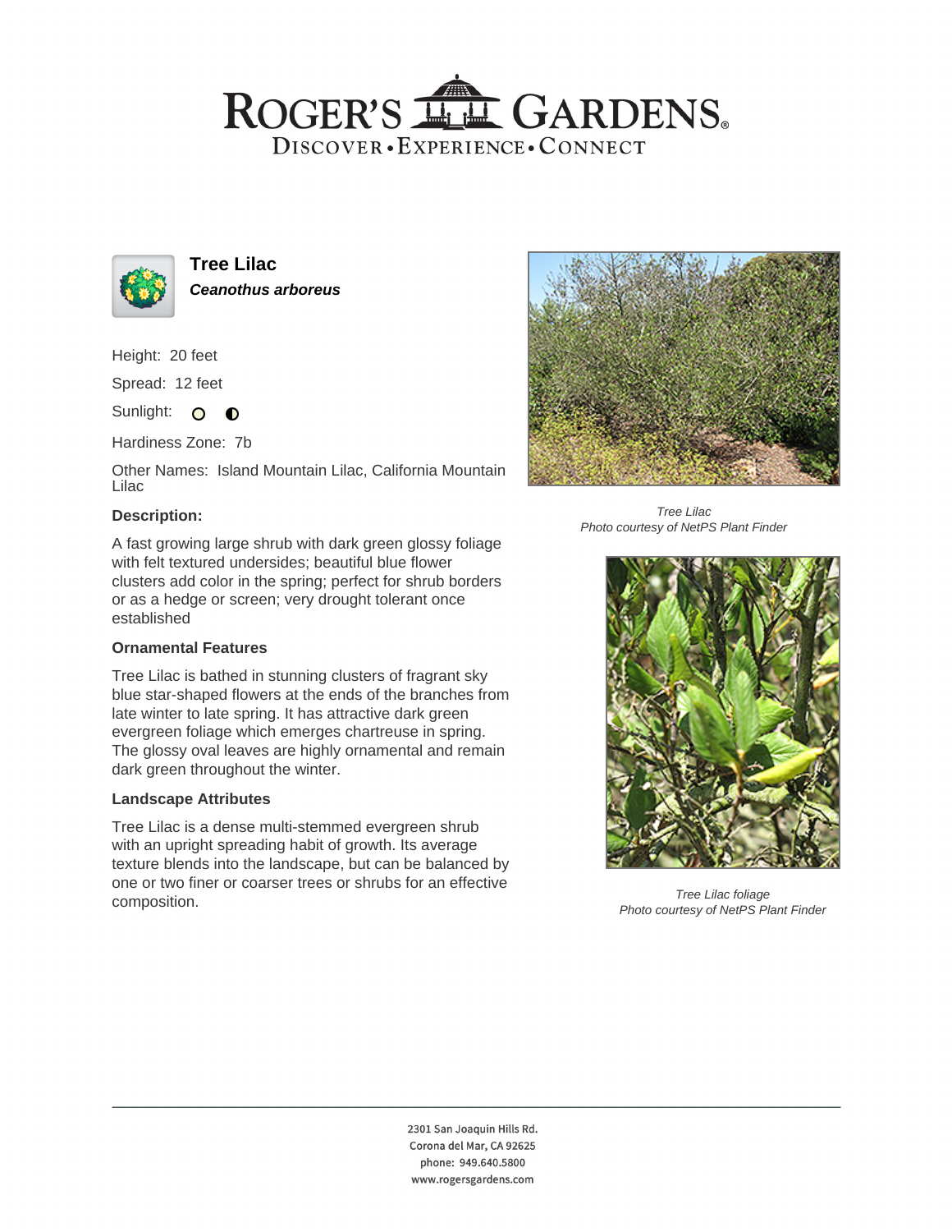# ROGER'S GARDENS

DISCOVER • EXPERIENCE • CONNECT

## Tree Lilac

***Ceanothus arboreus***

Height: 20 feet

Spread: 12 feet

Sunlight: ○ ◐

Hardiness Zone: 7b

Other Names: Island Mountain Lilac, California Mountain Lilac

### Description:

A fast growing large shrub with dark green glossy foliage with felt textured undersides; beautiful blue flower clusters add color in the spring; perfect for shrub borders or as a hedge or screen; very drought tolerant once established

### Ornamental Features

Tree Lilac is bathed in stunning clusters of fragrant sky blue star-shaped flowers at the ends of the branches from late winter to late spring. It has attractive dark green evergreen foliage which emerges chartreuse in spring. The glossy oval leaves are highly ornamental and remain dark green throughout the winter.

### Landscape Attributes

Tree Lilac is a dense multi-stemmed evergreen shrub with an upright spreading habit of growth. Its average texture blends into the landscape, but can be balanced by one or two finer or coarser trees or shrubs for an effective composition.

*Tree Lilac*
*Photo courtesy of NetPS Plant Finder*

*Tree Lilac foliage*
*Photo courtesy of NetPS Plant Finder*

2301 San Joaquin Hills Rd.
Corona del Mar, CA 92625
phone: 949.640.5800
www.rogersgardens.com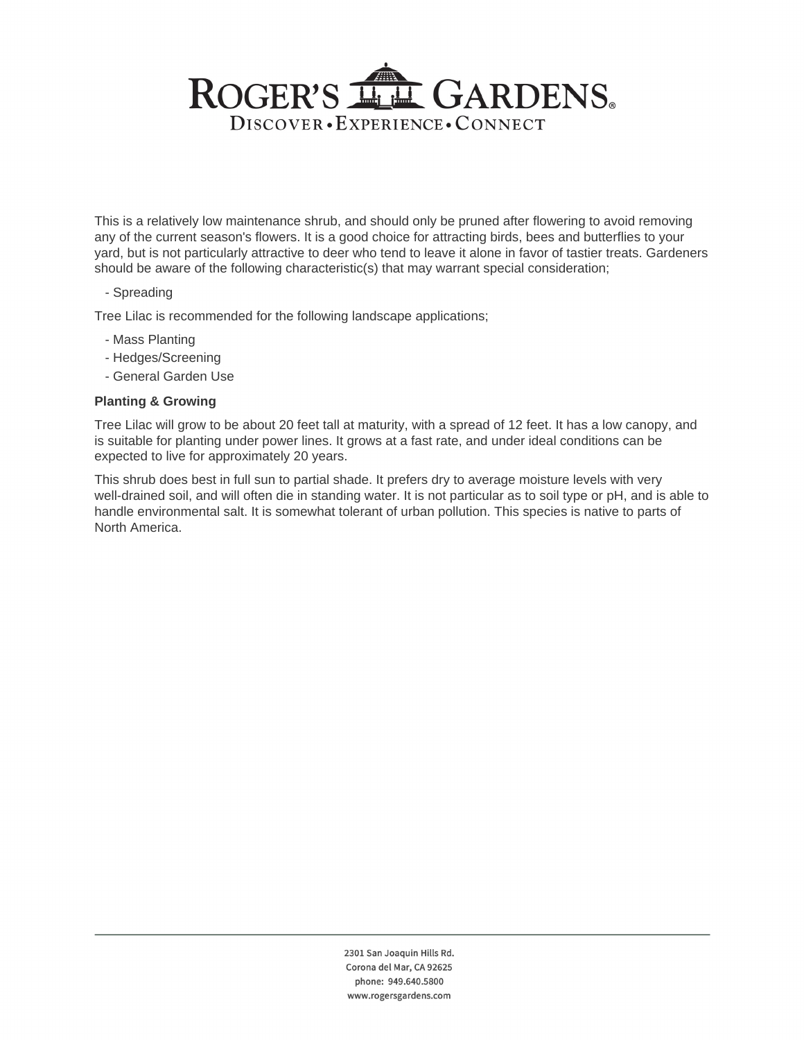This is a relatively low maintenance shrub, and should only be pruned after flowering to avoid removing any of the current season's flowers. It is a good choice for attracting birds, bees and butterflies to your yard, but is not particularly attractive to deer who tend to leave it alone in favor of tastier treats. Gardeners should be aware of the following characteristic(s) that may warrant special consideration;

- Spreading

Tree Lilac is recommended for the following landscape applications;

- Mass Planting
- Hedges/Screening
- General Garden Use

**Planting & Growing**

Tree Lilac will grow to be about 20 feet tall at maturity, with a spread of 12 feet. It has a low canopy, and is suitable for planting under power lines. It grows at a fast rate, and under ideal conditions can be expected to live for approximately 20 years.

This shrub does best in full sun to partial shade. It prefers dry to average moisture levels with very well-drained soil, and will often die in standing water. It is not particular as to soil type or pH, and is able to handle environmental salt. It is somewhat tolerant of urban pollution. This species is native to parts of North America.